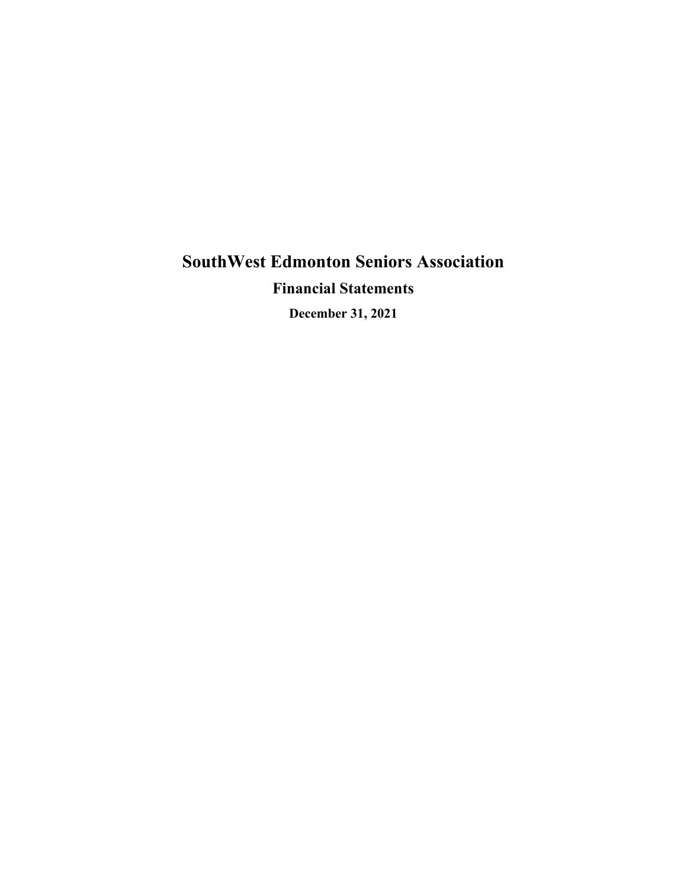# SouthWest Edmonton Seniors Association

## Financial Statements

### December 31, 2021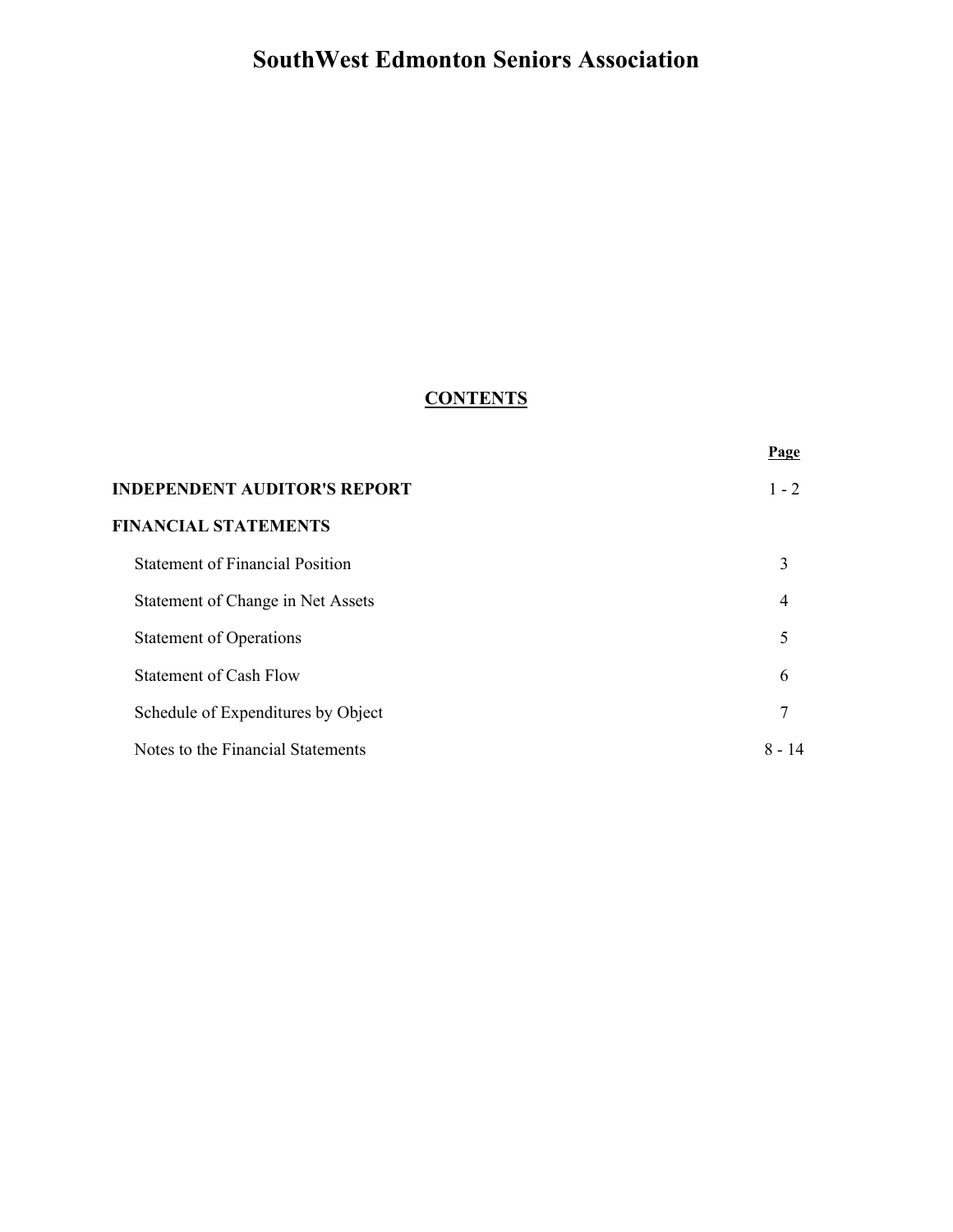# SouthWest Edmonton Seniors Association

## CONTENTS

| | Page |
|---|---|
| **INDEPENDENT AUDITOR'S REPORT** | 1 - 2 |
| **FINANCIAL STATEMENTS** | |
| Statement of Financial Position | 3 |
| Statement of Change in Net Assets | 4 |
| Statement of Operations | 5 |
| Statement of Cash Flow | 6 |
| Schedule of Expenditures by Object | 7 |
| Notes to the Financial Statements | 8 - 14 |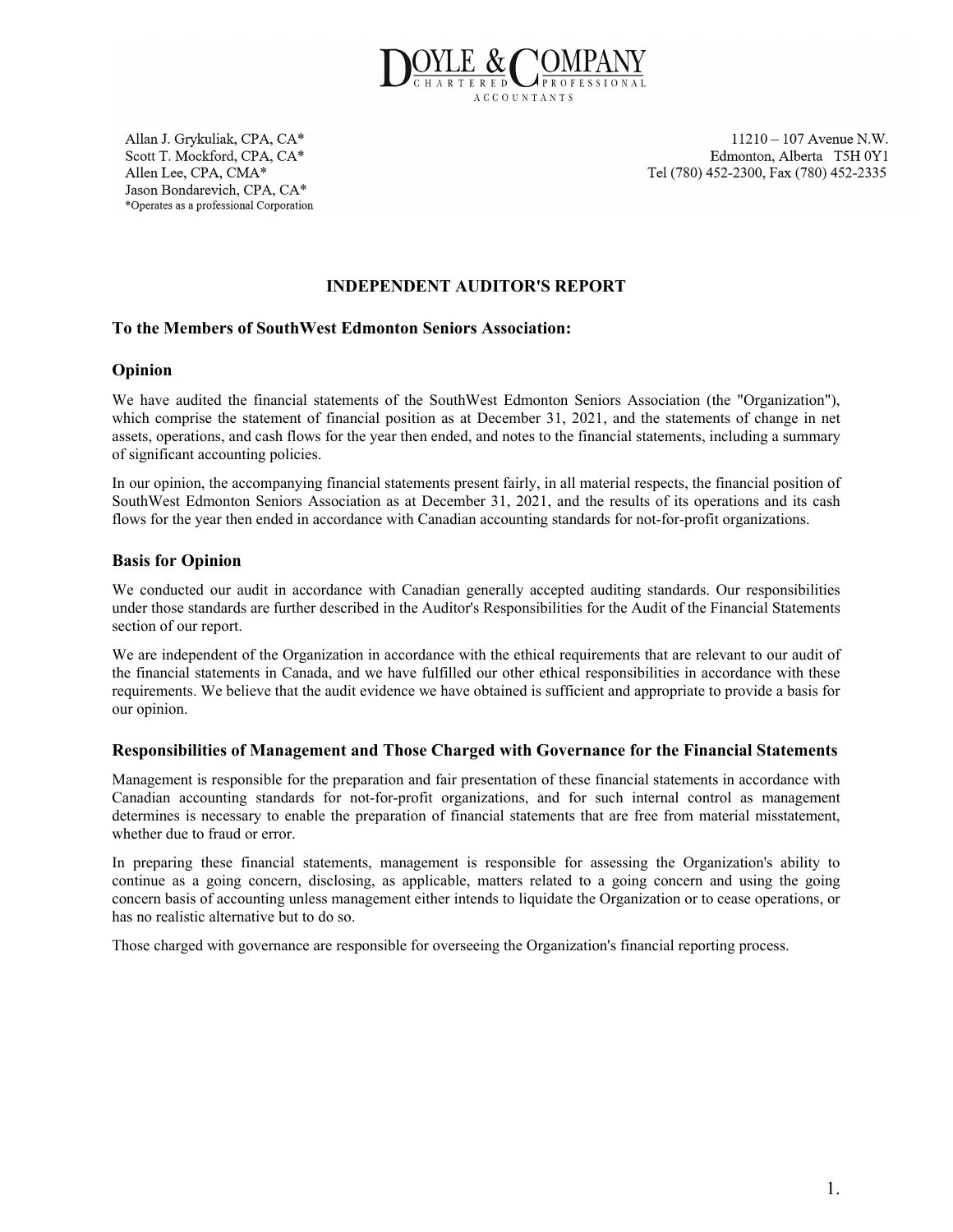DOYLE & COMPANY
CHARTERED PROFESSIONAL ACCOUNTANTS

Allan J. Grykuliak, CPA, CA*
Scott T. Mockford, CPA, CA*
Allen Lee, CPA, CMA*
Jason Bondarevich, CPA, CA*
*Operates as a professional Corporation

11210 – 107 Avenue N.W.
Edmonton, Alberta T5H 0Y1
Tel (780) 452-2300, Fax (780) 452-2335

# INDEPENDENT AUDITOR'S REPORT

## To the Members of SouthWest Edmonton Seniors Association:

## Opinion

We have audited the financial statements of the SouthWest Edmonton Seniors Association (the "Organization"), which comprise the statement of financial position as at December 31, 2021, and the statements of change in net assets, operations, and cash flows for the year then ended, and notes to the financial statements, including a summary of significant accounting policies.

In our opinion, the accompanying financial statements present fairly, in all material respects, the financial position of SouthWest Edmonton Seniors Association as at December 31, 2021, and the results of its operations and its cash flows for the year then ended in accordance with Canadian accounting standards for not-for-profit organizations.

## Basis for Opinion

We conducted our audit in accordance with Canadian generally accepted auditing standards. Our responsibilities under those standards are further described in the Auditor's Responsibilities for the Audit of the Financial Statements section of our report.

We are independent of the Organization in accordance with the ethical requirements that are relevant to our audit of the financial statements in Canada, and we have fulfilled our other ethical responsibilities in accordance with these requirements. We believe that the audit evidence we have obtained is sufficient and appropriate to provide a basis for our opinion.

## Responsibilities of Management and Those Charged with Governance for the Financial Statements

Management is responsible for the preparation and fair presentation of these financial statements in accordance with Canadian accounting standards for not-for-profit organizations, and for such internal control as management determines is necessary to enable the preparation of financial statements that are free from material misstatement, whether due to fraud or error.

In preparing these financial statements, management is responsible for assessing the Organization's ability to continue as a going concern, disclosing, as applicable, matters related to a going concern and using the going concern basis of accounting unless management either intends to liquidate the Organization or to cease operations, or has no realistic alternative but to do so.

Those charged with governance are responsible for overseeing the Organization's financial reporting process.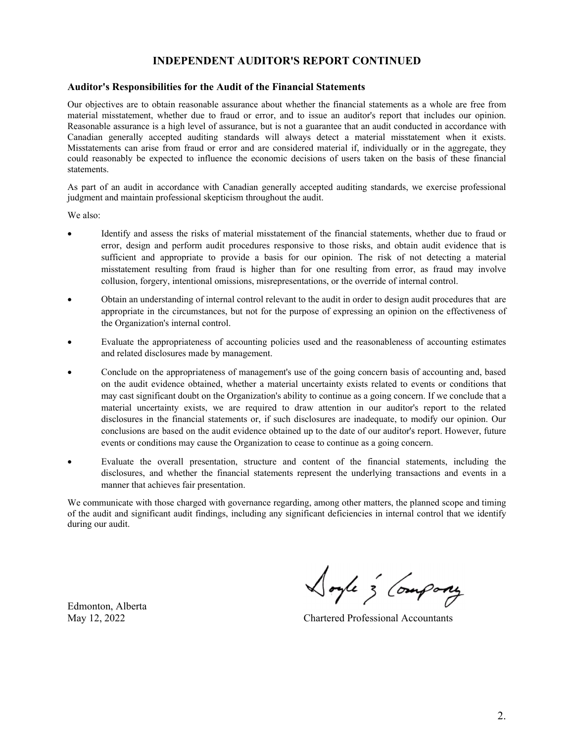## INDEPENDENT AUDITOR'S REPORT CONTINUED

### Auditor's Responsibilities for the Audit of the Financial Statements

Our objectives are to obtain reasonable assurance about whether the financial statements as a whole are free from material misstatement, whether due to fraud or error, and to issue an auditor's report that includes our opinion. Reasonable assurance is a high level of assurance, but is not a guarantee that an audit conducted in accordance with Canadian generally accepted auditing standards will always detect a material misstatement when it exists. Misstatements can arise from fraud or error and are considered material if, individually or in the aggregate, they could reasonably be expected to influence the economic decisions of users taken on the basis of these financial statements.

As part of an audit in accordance with Canadian generally accepted auditing standards, we exercise professional judgment and maintain professional skepticism throughout the audit.

We also:

- Identify and assess the risks of material misstatement of the financial statements, whether due to fraud or error, design and perform audit procedures responsive to those risks, and obtain audit evidence that is sufficient and appropriate to provide a basis for our opinion. The risk of not detecting a material misstatement resulting from fraud is higher than for one resulting from error, as fraud may involve collusion, forgery, intentional omissions, misrepresentations, or the override of internal control.
- Obtain an understanding of internal control relevant to the audit in order to design audit procedures that are appropriate in the circumstances, but not for the purpose of expressing an opinion on the effectiveness of the Organization's internal control.
- Evaluate the appropriateness of accounting policies used and the reasonableness of accounting estimates and related disclosures made by management.
- Conclude on the appropriateness of management's use of the going concern basis of accounting and, based on the audit evidence obtained, whether a material uncertainty exists related to events or conditions that may cast significant doubt on the Organization's ability to continue as a going concern. If we conclude that a material uncertainty exists, we are required to draw attention in our auditor's report to the related disclosures in the financial statements or, if such disclosures are inadequate, to modify our opinion. Our conclusions are based on the audit evidence obtained up to the date of our auditor's report. However, future events or conditions may cause the Organization to cease to continue as a going concern.
- Evaluate the overall presentation, structure and content of the financial statements, including the disclosures, and whether the financial statements represent the underlying transactions and events in a manner that achieves fair presentation.

We communicate with those charged with governance regarding, among other matters, the planned scope and timing of the audit and significant audit findings, including any significant deficiencies in internal control that we identify during our audit.

Doyle & Company

Edmonton, Alberta
May 12, 2022

Chartered Professional Accountants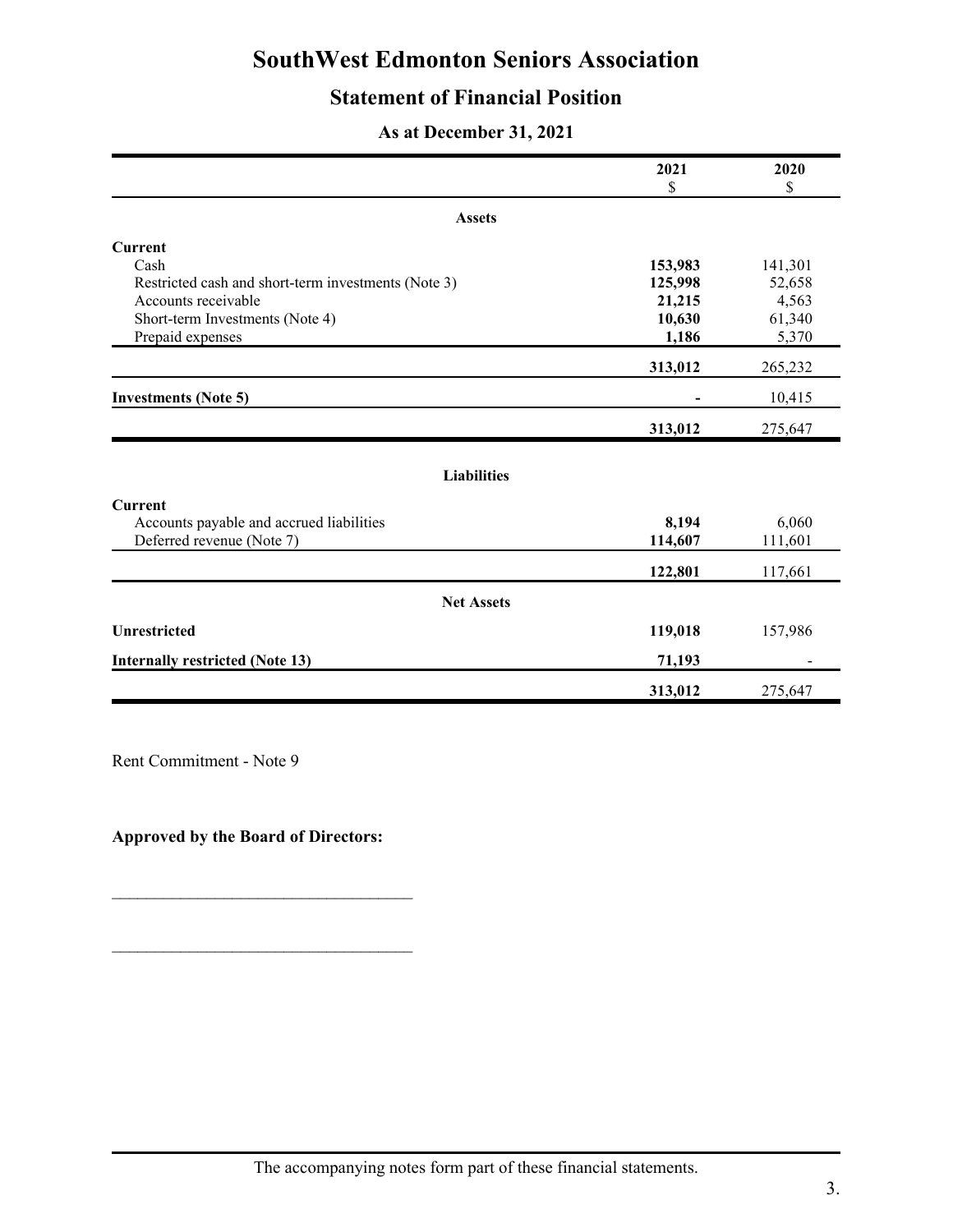# SouthWest Edmonton Seniors Association

## Statement of Financial Position

### As at December 31, 2021

| | 2021<br>$ | 2020<br>$ |
|---|---|---|
| **Assets** | | |
| **Current** | | |
| Cash | **153,983** | 141,301 |
| Restricted cash and short-term investments (Note 3) | **125,998** | 52,658 |
| Accounts receivable | **21,215** | 4,563 |
| Short-term Investments (Note 4) | **10,630** | 61,340 |
| Prepaid expenses | **1,186** | 5,370 |
| | **313,012** | 265,232 |
| **Investments (Note 5)** | **-** | 10,415 |
| | **313,012** | 275,647 |
| **Liabilities** | | |
| **Current** | | |
| Accounts payable and accrued liabilities | **8,194** | 6,060 |
| Deferred revenue (Note 7) | **114,607** | 111,601 |
| | **122,801** | 117,661 |
| **Net Assets** | | |
| **Unrestricted** | **119,018** | 157,986 |
| **Internally restricted (Note 13)** | **71,193** | - |
| | **313,012** | 275,647 |

Rent Commitment - Note 9

**Approved by the Board of Directors:**

___________________________________

___________________________________

The accompanying notes form part of these financial statements.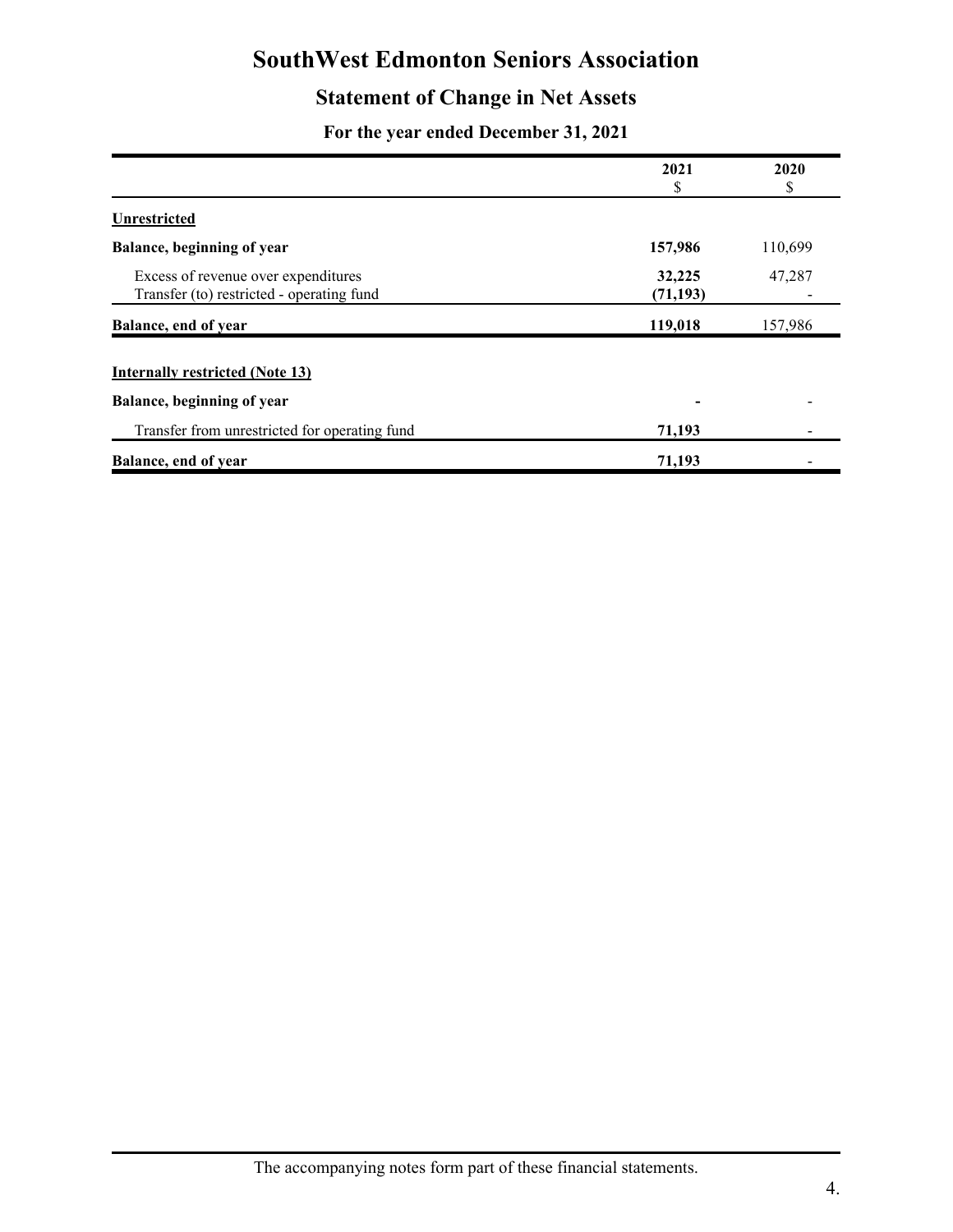# SouthWest Edmonton Seniors Association

## Statement of Change in Net Assets

### For the year ended December 31, 2021

| | 2021<br>$ | 2020<br>$ |
|---|---|---|
| **Unrestricted** | | |
| **Balance, beginning of year** | **157,986** | 110,699 |
| Excess of revenue over expenditures | **32,225** | 47,287 |
| Transfer (to) restricted - operating fund | **(71,193)** | - |
| **Balance, end of year** | **119,018** | 157,986 |
| **Internally restricted (Note 13)** | | |
| **Balance, beginning of year** | **-** | - |
| Transfer from unrestricted for operating fund | **71,193** | - |
| **Balance, end of year** | **71,193** | - |

The accompanying notes form part of these financial statements.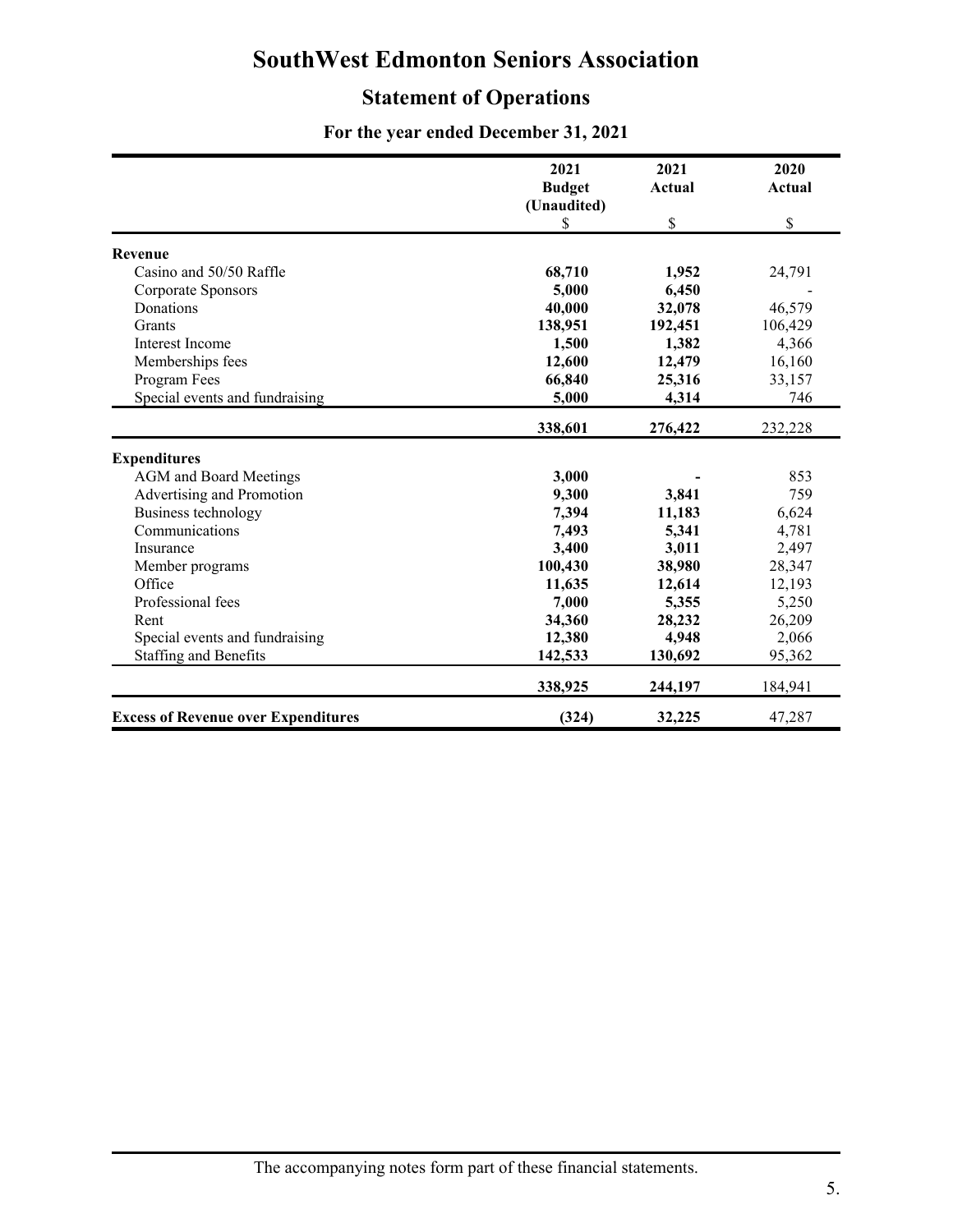# SouthWest Edmonton Seniors Association

## Statement of Operations

### For the year ended December 31, 2021

| | 2021 Budget (Unaudited) | 2021 Actual | 2020 Actual |
|---|---|---|---|
| | $ | $ | $ |
| **Revenue** | | | |
| Casino and 50/50 Raffle | **68,710** | **1,952** | 24,791 |
| Corporate Sponsors | **5,000** | **6,450** | - |
| Donations | **40,000** | **32,078** | 46,579 |
| Grants | **138,951** | **192,451** | 106,429 |
| Interest Income | **1,500** | **1,382** | 4,366 |
| Memberships fees | **12,600** | **12,479** | 16,160 |
| Program Fees | **66,840** | **25,316** | 33,157 |
| Special events and fundraising | **5,000** | **4,314** | 746 |
| | **338,601** | **276,422** | 232,228 |
| **Expenditures** | | | |
| AGM and Board Meetings | **3,000** | **-** | 853 |
| Advertising and Promotion | **9,300** | **3,841** | 759 |
| Business technology | **7,394** | **11,183** | 6,624 |
| Communications | **7,493** | **5,341** | 4,781 |
| Insurance | **3,400** | **3,011** | 2,497 |
| Member programs | **100,430** | **38,980** | 28,347 |
| Office | **11,635** | **12,614** | 12,193 |
| Professional fees | **7,000** | **5,355** | 5,250 |
| Rent | **34,360** | **28,232** | 26,209 |
| Special events and fundraising | **12,380** | **4,948** | 2,066 |
| Staffing and Benefits | **142,533** | **130,692** | 95,362 |
| | **338,925** | **244,197** | 184,941 |
| **Excess of Revenue over Expenditures** | **(324)** | **32,225** | 47,287 |

The accompanying notes form part of these financial statements.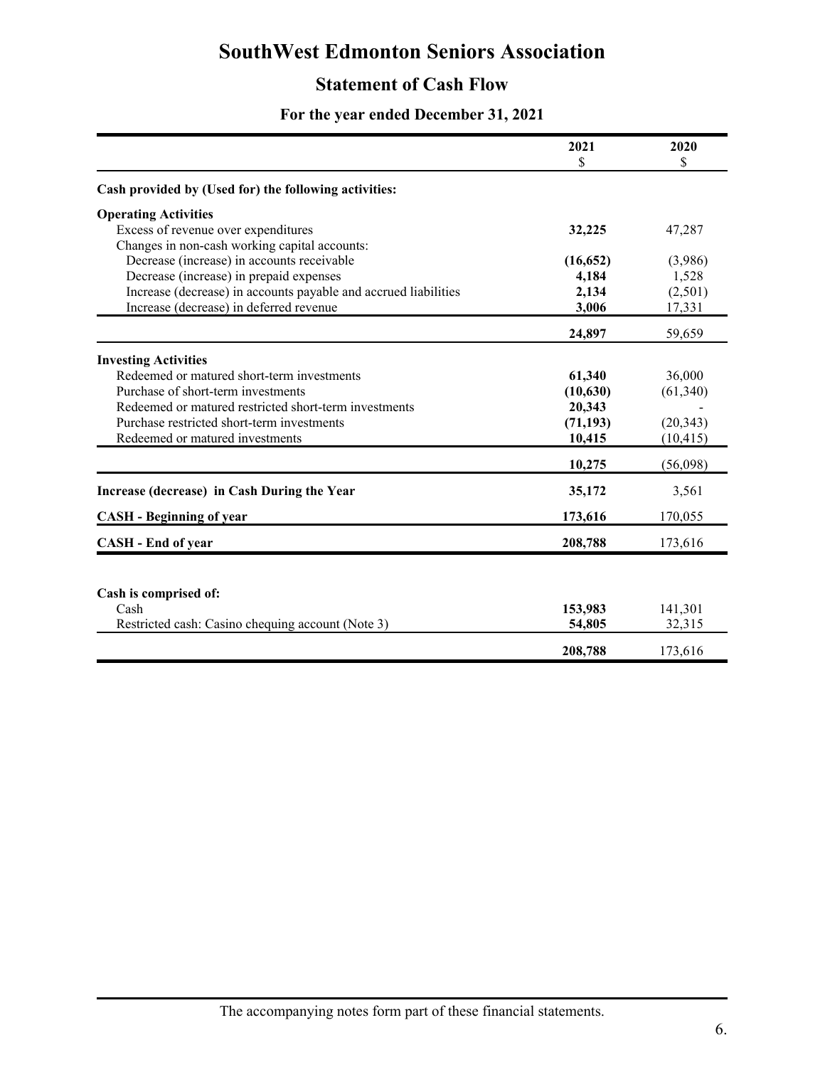# SouthWest Edmonton Seniors Association

## Statement of Cash Flow

### For the year ended December 31, 2021

| | 2021<br>$ | 2020<br>$ |
|---|---|---|
| **Cash provided by (Used for) the following activities:** | | |
| **Operating Activities** | | |
| Excess of revenue over expenditures | **32,225** | 47,287 |
| Changes in non-cash working capital accounts: | | |
| Decrease (increase) in accounts receivable | **(16,652)** | (3,986) |
| Decrease (increase) in prepaid expenses | **4,184** | 1,528 |
| Increase (decrease) in accounts payable and accrued liabilities | **2,134** | (2,501) |
| Increase (decrease) in deferred revenue | **3,006** | 17,331 |
| | **24,897** | 59,659 |
| **Investing Activities** | | |
| Redeemed or matured short-term investments | **61,340** | 36,000 |
| Purchase of short-term investments | **(10,630)** | (61,340) |
| Redeemed or matured restricted short-term investments | **20,343** | - |
| Purchase restricted short-term investments | **(71,193)** | (20,343) |
| Redeemed or matured investments | **10,415** | (10,415) |
| | **10,275** | (56,098) |
| **Increase (decrease) in Cash During the Year** | **35,172** | 3,561 |
| **CASH - Beginning of year** | **173,616** | 170,055 |
| **CASH - End of year** | **208,788** | 173,616 |

| | | |
|---|---|---|
| **Cash is comprised of:** | | |
| Cash | **153,983** | 141,301 |
| Restricted cash: Casino chequing account (Note 3) | **54,805** | 32,315 |
| | **208,788** | 173,616 |

The accompanying notes form part of these financial statements.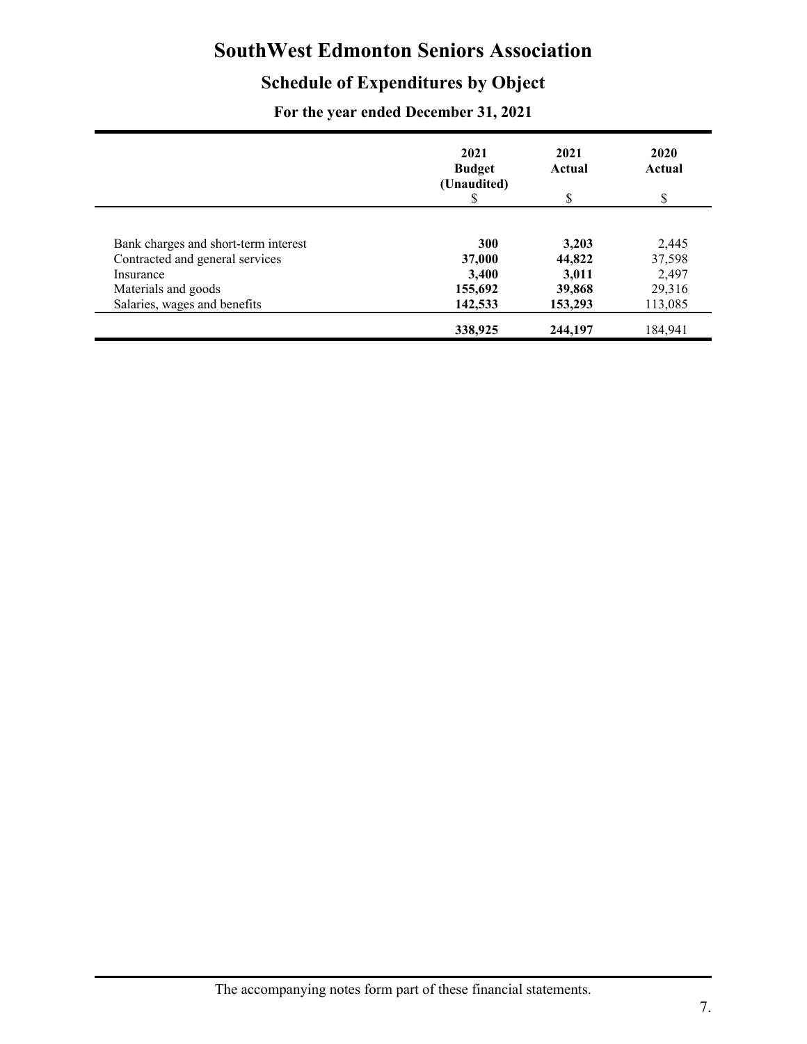# SouthWest Edmonton Seniors Association

## Schedule of Expenditures by Object

### For the year ended December 31, 2021

| | 2021 Budget (Unaudited) | 2021 Actual | 2020 Actual |
|---|---|---|---|
| | $ | $ | $ |
| Bank charges and short-term interest | **300** | **3,203** | 2,445 |
| Contracted and general services | **37,000** | **44,822** | 37,598 |
| Insurance | **3,400** | **3,011** | 2,497 |
| Materials and goods | **155,692** | **39,868** | 29,316 |
| Salaries, wages and benefits | **142,533** | **153,293** | 113,085 |
| | **338,925** | **244,197** | 184,941 |

The accompanying notes form part of these financial statements.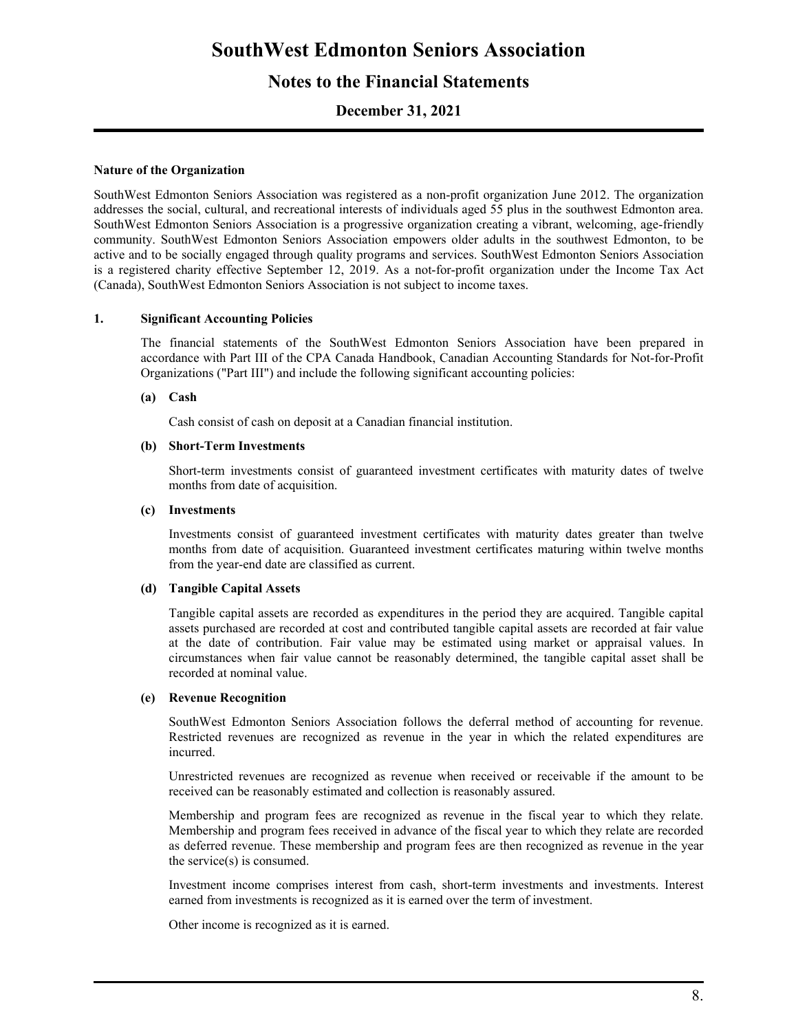# SouthWest Edmonton Seniors Association

## Notes to the Financial Statements

### December 31, 2021

**Nature of the Organization**

SouthWest Edmonton Seniors Association was registered as a non-profit organization June 2012. The organization addresses the social, cultural, and recreational interests of individuals aged 55 plus in the southwest Edmonton area. SouthWest Edmonton Seniors Association is a progressive organization creating a vibrant, welcoming, age-friendly community. SouthWest Edmonton Seniors Association empowers older adults in the southwest Edmonton, to be active and to be socially engaged through quality programs and services. SouthWest Edmonton Seniors Association is a registered charity effective September 12, 2019. As a not-for-profit organization under the Income Tax Act (Canada), SouthWest Edmonton Seniors Association is not subject to income taxes.

**1. Significant Accounting Policies**

The financial statements of the SouthWest Edmonton Seniors Association have been prepared in accordance with Part III of the CPA Canada Handbook, Canadian Accounting Standards for Not-for-Profit Organizations ("Part III") and include the following significant accounting policies:

**(a) Cash**

Cash consist of cash on deposit at a Canadian financial institution.

**(b) Short-Term Investments**

Short-term investments consist of guaranteed investment certificates with maturity dates of twelve months from date of acquisition.

**(c) Investments**

Investments consist of guaranteed investment certificates with maturity dates greater than twelve months from date of acquisition. Guaranteed investment certificates maturing within twelve months from the year-end date are classified as current.

**(d) Tangible Capital Assets**

Tangible capital assets are recorded as expenditures in the period they are acquired. Tangible capital assets purchased are recorded at cost and contributed tangible capital assets are recorded at fair value at the date of contribution. Fair value may be estimated using market or appraisal values. In circumstances when fair value cannot be reasonably determined, the tangible capital asset shall be recorded at nominal value.

**(e) Revenue Recognition**

SouthWest Edmonton Seniors Association follows the deferral method of accounting for revenue. Restricted revenues are recognized as revenue in the year in which the related expenditures are incurred.

Unrestricted revenues are recognized as revenue when received or receivable if the amount to be received can be reasonably estimated and collection is reasonably assured.

Membership and program fees are recognized as revenue in the fiscal year to which they relate. Membership and program fees received in advance of the fiscal year to which they relate are recorded as deferred revenue. These membership and program fees are then recognized as revenue in the year the service(s) is consumed.

Investment income comprises interest from cash, short-term investments and investments. Interest earned from investments is recognized as it is earned over the term of investment.

Other income is recognized as it is earned.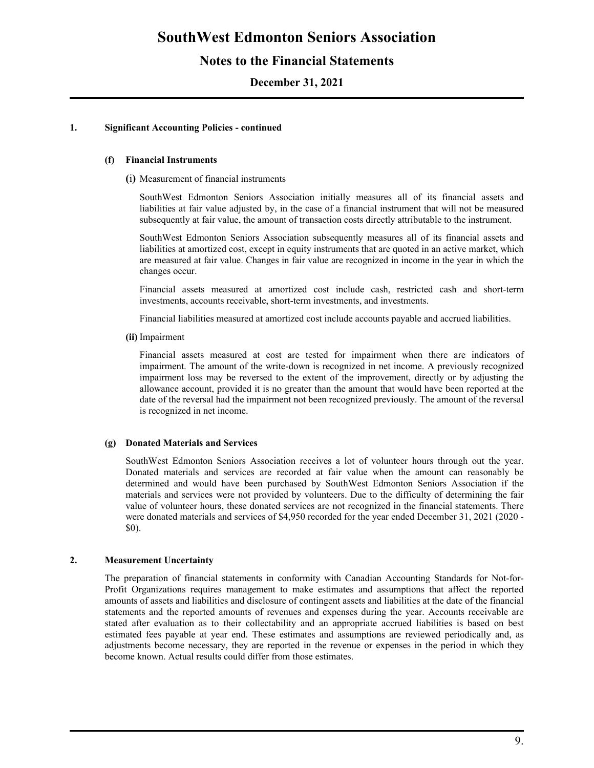# SouthWest Edmonton Seniors Association

## Notes to the Financial Statements

### December 31, 2021

**1. Significant Accounting Policies - continued**

**(f) Financial Instruments**

**(i)** Measurement of financial instruments

SouthWest Edmonton Seniors Association initially measures all of its financial assets and liabilities at fair value adjusted by, in the case of a financial instrument that will not be measured subsequently at fair value, the amount of transaction costs directly attributable to the instrument.

SouthWest Edmonton Seniors Association subsequently measures all of its financial assets and liabilities at amortized cost, except in equity instruments that are quoted in an active market, which are measured at fair value. Changes in fair value are recognized in income in the year in which the changes occur.

Financial assets measured at amortized cost include cash, restricted cash and short-term investments, accounts receivable, short-term investments, and investments.

Financial liabilities measured at amortized cost include accounts payable and accrued liabilities.

**(ii)** Impairment

Financial assets measured at cost are tested for impairment when there are indicators of impairment. The amount of the write-down is recognized in net income. A previously recognized impairment loss may be reversed to the extent of the improvement, directly or by adjusting the allowance account, provided it is no greater than the amount that would have been reported at the date of the reversal had the impairment not been recognized previously. The amount of the reversal is recognized in net income.

**(g) Donated Materials and Services**

SouthWest Edmonton Seniors Association receives a lot of volunteer hours through out the year. Donated materials and services are recorded at fair value when the amount can reasonably be determined and would have been purchased by SouthWest Edmonton Seniors Association if the materials and services were not provided by volunteers. Due to the difficulty of determining the fair value of volunteer hours, these donated services are not recognized in the financial statements. There were donated materials and services of $4,950 recorded for the year ended December 31, 2021 (2020 - $0).

**2. Measurement Uncertainty**

The preparation of financial statements in conformity with Canadian Accounting Standards for Not-for-Profit Organizations requires management to make estimates and assumptions that affect the reported amounts of assets and liabilities and disclosure of contingent assets and liabilities at the date of the financial statements and the reported amounts of revenues and expenses during the year. Accounts receivable are stated after evaluation as to their collectability and an appropriate accrued liabilities is based on best estimated fees payable at year end. These estimates and assumptions are reviewed periodically and, as adjustments become necessary, they are reported in the revenue or expenses in the period in which they become known. Actual results could differ from those estimates.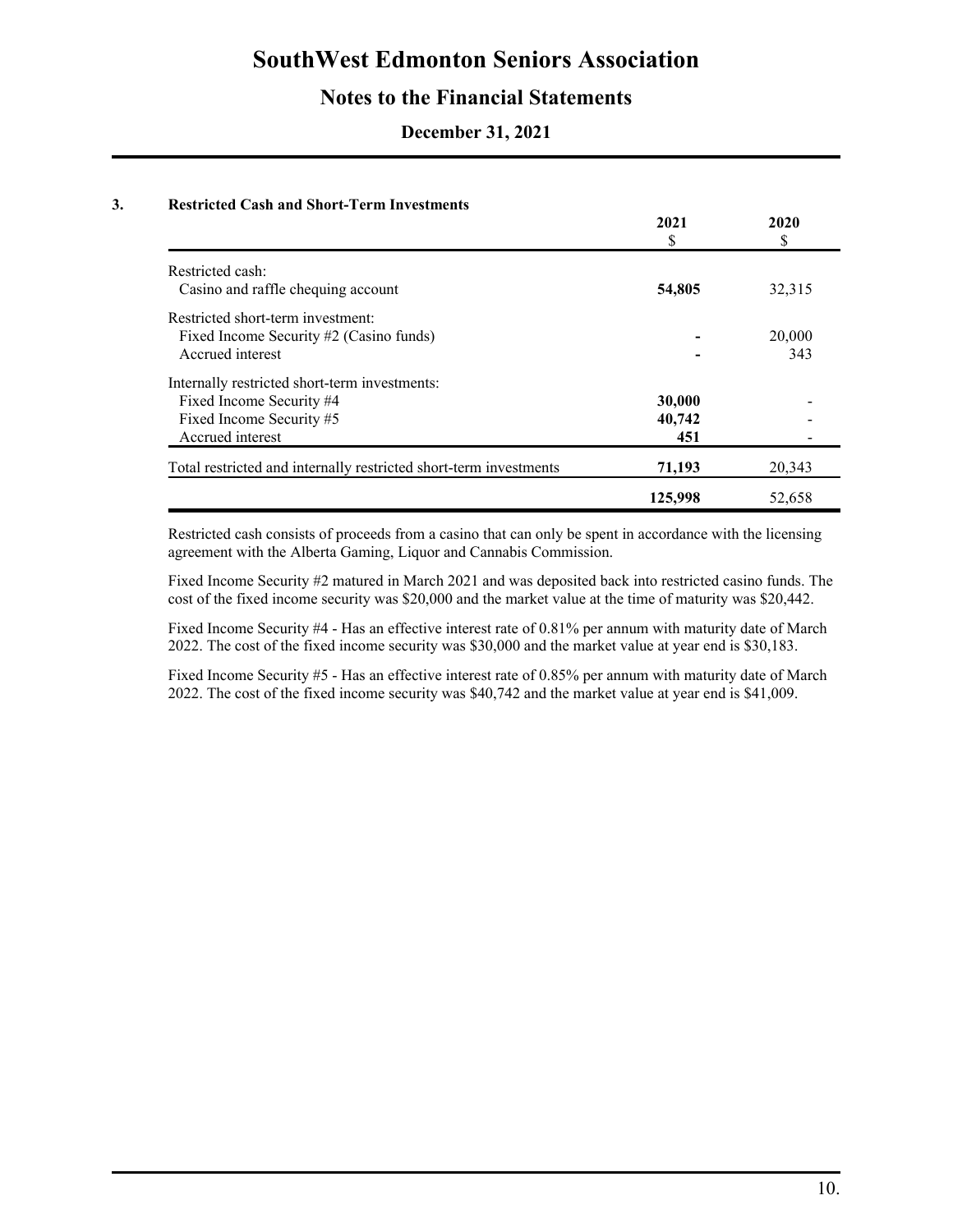# SouthWest Edmonton Seniors Association

## Notes to the Financial Statements

### December 31, 2021

**3. Restricted Cash and Short-Term Investments**

| | 2021<br>$ | 2020<br>$ |
|---|---|---|
| Restricted cash: | | |
| Casino and raffle chequing account | **54,805** | 32,315 |
| Restricted short-term investment: | | |
| Fixed Income Security #2 (Casino funds) | **-** | 20,000 |
| Accrued interest | **-** | 343 |
| Internally restricted short-term investments: | | |
| Fixed Income Security #4 | **30,000** | - |
| Fixed Income Security #5 | **40,742** | - |
| Accrued interest | **451** | - |
| Total restricted and internally restricted short-term investments | **71,193** | 20,343 |
| | **125,998** | 52,658 |

Restricted cash consists of proceeds from a casino that can only be spent in accordance with the licensing agreement with the Alberta Gaming, Liquor and Cannabis Commission.

Fixed Income Security #2 matured in March 2021 and was deposited back into restricted casino funds. The cost of the fixed income security was $20,000 and the market value at the time of maturity was $20,442.

Fixed Income Security #4 - Has an effective interest rate of 0.81% per annum with maturity date of March 2022. The cost of the fixed income security was $30,000 and the market value at year end is $30,183.

Fixed Income Security #5 - Has an effective interest rate of 0.85% per annum with maturity date of March 2022. The cost of the fixed income security was $40,742 and the market value at year end is $41,009.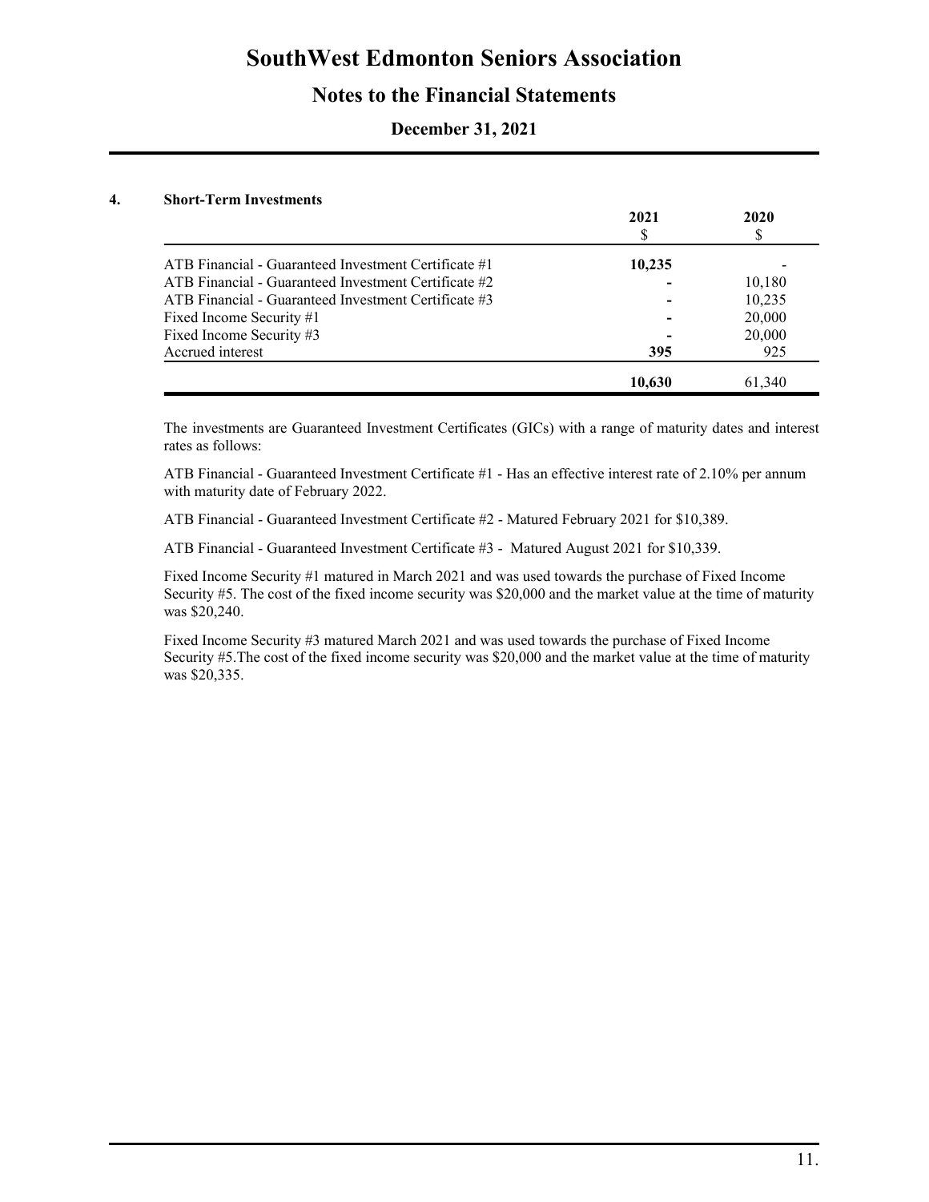# SouthWest Edmonton Seniors Association

## Notes to the Financial Statements

### December 31, 2021

**4. Short-Term Investments**

| | 2021<br>$ | 2020<br>$ |
|---|---|---|
| ATB Financial - Guaranteed Investment Certificate #1 | **10,235** | - |
| ATB Financial - Guaranteed Investment Certificate #2 | **-** | 10,180 |
| ATB Financial - Guaranteed Investment Certificate #3 | **-** | 10,235 |
| Fixed Income Security #1 | **-** | 20,000 |
| Fixed Income Security #3 | **-** | 20,000 |
| Accrued interest | **395** | 925 |
| | **10,630** | 61,340 |

The investments are Guaranteed Investment Certificates (GICs) with a range of maturity dates and interest rates as follows:

ATB Financial - Guaranteed Investment Certificate #1 - Has an effective interest rate of 2.10% per annum with maturity date of February 2022.

ATB Financial - Guaranteed Investment Certificate #2 - Matured February 2021 for $10,389.

ATB Financial - Guaranteed Investment Certificate #3 - Matured August 2021 for $10,339.

Fixed Income Security #1 matured in March 2021 and was used towards the purchase of Fixed Income Security #5. The cost of the fixed income security was $20,000 and the market value at the time of maturity was $20,240.

Fixed Income Security #3 matured March 2021 and was used towards the purchase of Fixed Income Security #5.The cost of the fixed income security was $20,000 and the market value at the time of maturity was $20,335.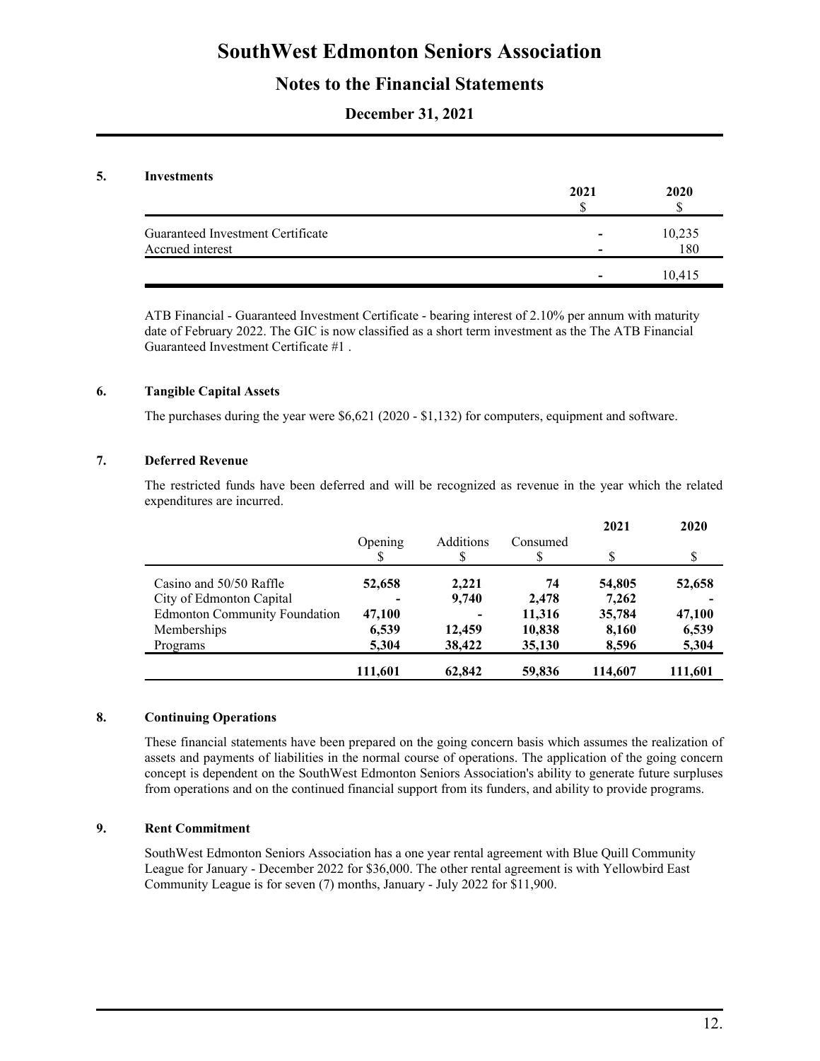# SouthWest Edmonton Seniors Association

## Notes to the Financial Statements

### December 31, 2021

**5. Investments**

| | 2021<br>$ | 2020<br>$ |
|---|---|---|
| Guaranteed Investment Certificate | - | 10,235 |
| Accrued interest | - | 180 |
| | - | 10,415 |

ATB Financial - Guaranteed Investment Certificate - bearing interest of 2.10% per annum with maturity date of February 2022. The GIC is now classified as a short term investment as the The ATB Financial Guaranteed Investment Certificate #1 .

**6. Tangible Capital Assets**

The purchases during the year were $6,621 (2020 - $1,132) for computers, equipment and software.

**7. Deferred Revenue**

The restricted funds have been deferred and will be recognized as revenue in the year which the related expenditures are incurred.

| | Opening<br>$ | Additions<br>$ | Consumed<br>$ | 2021<br>$ | 2020<br>$ |
|---|---|---|---|---|---|
| Casino and 50/50 Raffle | **52,658** | **2,221** | **74** | **54,805** | **52,658** |
| City of Edmonton Capital | **-** | **9,740** | **2,478** | **7,262** | **-** |
| Edmonton Community Foundation | **47,100** | **-** | **11,316** | **35,784** | **47,100** |
| Memberships | **6,539** | **12,459** | **10,838** | **8,160** | **6,539** |
| Programs | **5,304** | **38,422** | **35,130** | **8,596** | **5,304** |
| | **111,601** | **62,842** | **59,836** | **114,607** | **111,601** |

**8. Continuing Operations**

These financial statements have been prepared on the going concern basis which assumes the realization of assets and payments of liabilities in the normal course of operations. The application of the going concern concept is dependent on the SouthWest Edmonton Seniors Association's ability to generate future surpluses from operations and on the continued financial support from its funders, and ability to provide programs.

**9. Rent Commitment**

SouthWest Edmonton Seniors Association has a one year rental agreement with Blue Quill Community League for January - December 2022 for $36,000. The other rental agreement is with Yellowbird East Community League is for seven (7) months, January - July 2022 for $11,900.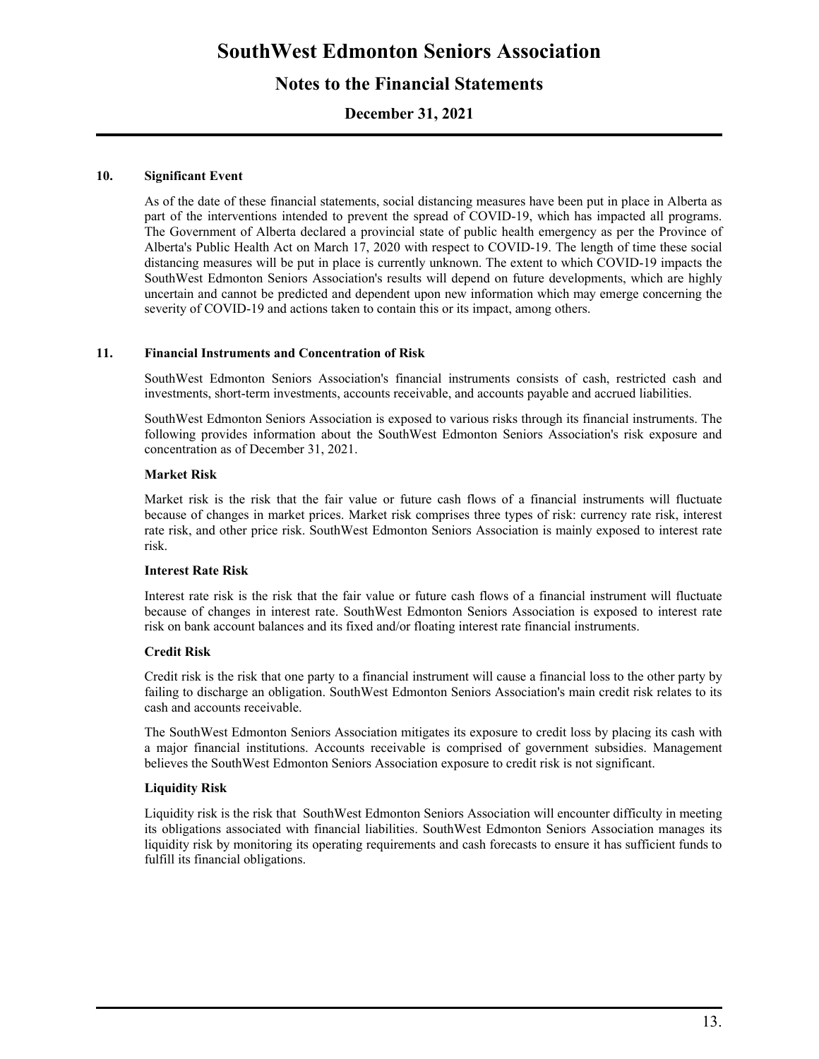# SouthWest Edmonton Seniors Association

## Notes to the Financial Statements

### December 31, 2021

**10. Significant Event**

As of the date of these financial statements, social distancing measures have been put in place in Alberta as part of the interventions intended to prevent the spread of COVID-19, which has impacted all programs. The Government of Alberta declared a provincial state of public health emergency as per the Province of Alberta's Public Health Act on March 17, 2020 with respect to COVID-19. The length of time these social distancing measures will be put in place is currently unknown. The extent to which COVID-19 impacts the SouthWest Edmonton Seniors Association's results will depend on future developments, which are highly uncertain and cannot be predicted and dependent upon new information which may emerge concerning the severity of COVID-19 and actions taken to contain this or its impact, among others.

**11. Financial Instruments and Concentration of Risk**

SouthWest Edmonton Seniors Association's financial instruments consists of cash, restricted cash and investments, short-term investments, accounts receivable, and accounts payable and accrued liabilities.

SouthWest Edmonton Seniors Association is exposed to various risks through its financial instruments. The following provides information about the SouthWest Edmonton Seniors Association's risk exposure and concentration as of December 31, 2021.

**Market Risk**

Market risk is the risk that the fair value or future cash flows of a financial instruments will fluctuate because of changes in market prices. Market risk comprises three types of risk: currency rate risk, interest rate risk, and other price risk. SouthWest Edmonton Seniors Association is mainly exposed to interest rate risk.

**Interest Rate Risk**

Interest rate risk is the risk that the fair value or future cash flows of a financial instrument will fluctuate because of changes in interest rate. SouthWest Edmonton Seniors Association is exposed to interest rate risk on bank account balances and its fixed and/or floating interest rate financial instruments.

**Credit Risk**

Credit risk is the risk that one party to a financial instrument will cause a financial loss to the other party by failing to discharge an obligation. SouthWest Edmonton Seniors Association's main credit risk relates to its cash and accounts receivable.

The SouthWest Edmonton Seniors Association mitigates its exposure to credit loss by placing its cash with a major financial institutions. Accounts receivable is comprised of government subsidies. Management believes the SouthWest Edmonton Seniors Association exposure to credit risk is not significant.

**Liquidity Risk**

Liquidity risk is the risk that SouthWest Edmonton Seniors Association will encounter difficulty in meeting its obligations associated with financial liabilities. SouthWest Edmonton Seniors Association manages its liquidity risk by monitoring its operating requirements and cash forecasts to ensure it has sufficient funds to fulfill its financial obligations.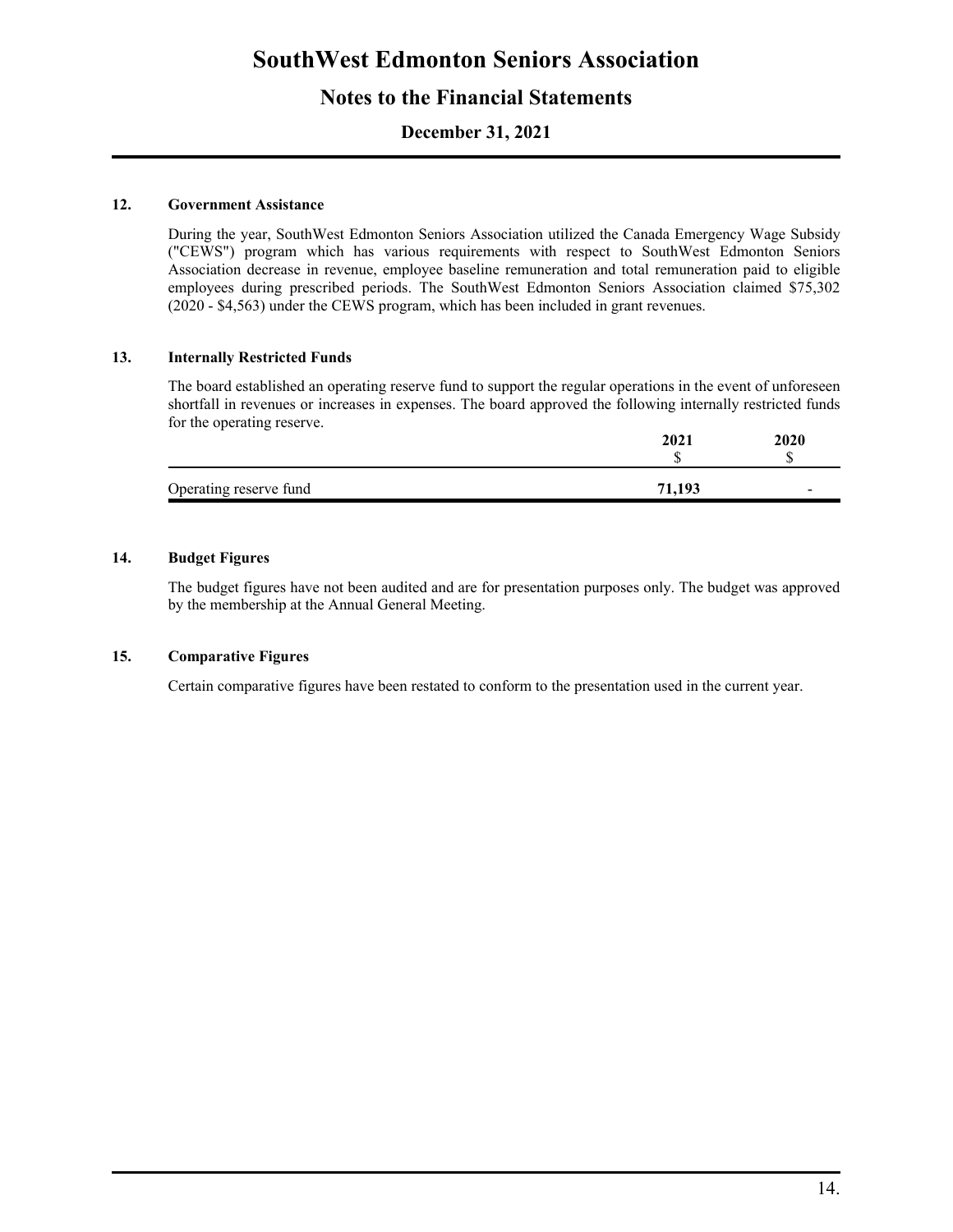## 12. Government Assistance

During the year, SouthWest Edmonton Seniors Association utilized the Canada Emergency Wage Subsidy ("CEWS") program which has various requirements with respect to SouthWest Edmonton Seniors Association decrease in revenue, employee baseline remuneration and total remuneration paid to eligible employees during prescribed periods. The SouthWest Edmonton Seniors Association claimed $75,302 (2020 - $4,563) under the CEWS program, which has been included in grant revenues.

## 13. Internally Restricted Funds

The board established an operating reserve fund to support the regular operations in the event of unforeseen shortfall in revenues or increases in expenses. The board approved the following internally restricted funds for the operating reserve.

| | 2021<br>$ | 2020<br>$ |
|---|---|---|
| Operating reserve fund | **71,193** | - |

## 14. Budget Figures

The budget figures have not been audited and are for presentation purposes only. The budget was approved by the membership at the Annual General Meeting.

## 15. Comparative Figures

Certain comparative figures have been restated to conform to the presentation used in the current year.